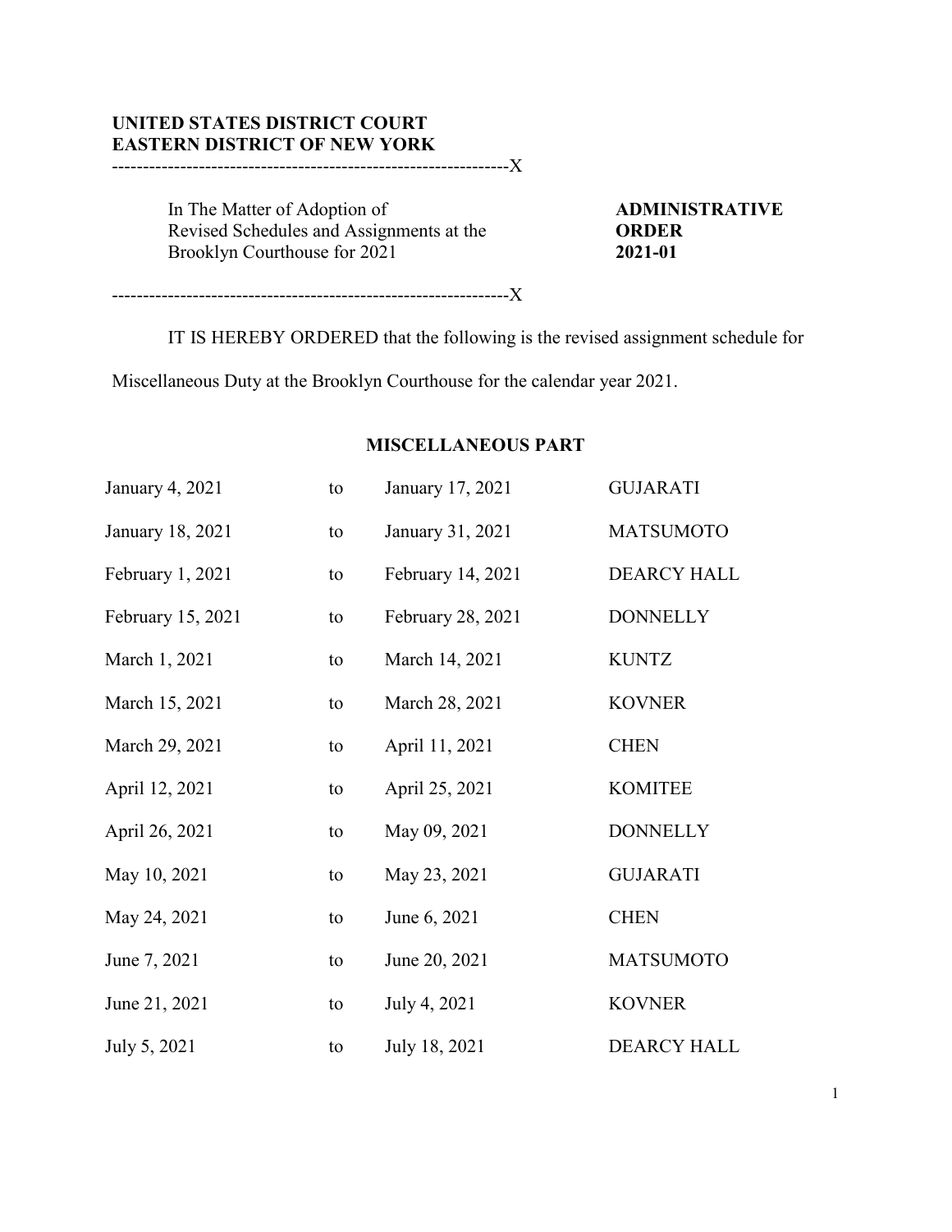**UNITED STATES DISTRICT COURT**
**EASTERN DISTRICT OF NEW YORK**

----------------------------------------------------------------X

In The Matter of Adoption of Revised Schedules and Assignments at the Brooklyn Courthouse for 2021

**ADMINISTRATIVE ORDER 2021-01**

----------------------------------------------------------------X

IT IS HEREBY ORDERED that the following is the revised assignment schedule for Miscellaneous Duty at the Brooklyn Courthouse for the calendar year 2021.

**MISCELLANEOUS PART**

| | | | |
|---|---|---|---|
| January 4, 2021 | to | January 17, 2021 | GUJARATI |
| January 18, 2021 | to | January 31, 2021 | MATSUMOTO |
| February 1, 2021 | to | February 14, 2021 | DEARCY HALL |
| February 15, 2021 | to | February 28, 2021 | DONNELLY |
| March 1, 2021 | to | March 14, 2021 | KUNTZ |
| March 15, 2021 | to | March 28, 2021 | KOVNER |
| March 29, 2021 | to | April 11, 2021 | CHEN |
| April 12, 2021 | to | April 25, 2021 | KOMITEE |
| April 26, 2021 | to | May 09, 2021 | DONNELLY |
| May 10, 2021 | to | May 23, 2021 | GUJARATI |
| May 24, 2021 | to | June 6, 2021 | CHEN |
| June 7, 2021 | to | June 20, 2021 | MATSUMOTO |
| June 21, 2021 | to | July 4, 2021 | KOVNER |
| July 5, 2021 | to | July 18, 2021 | DEARCY HALL |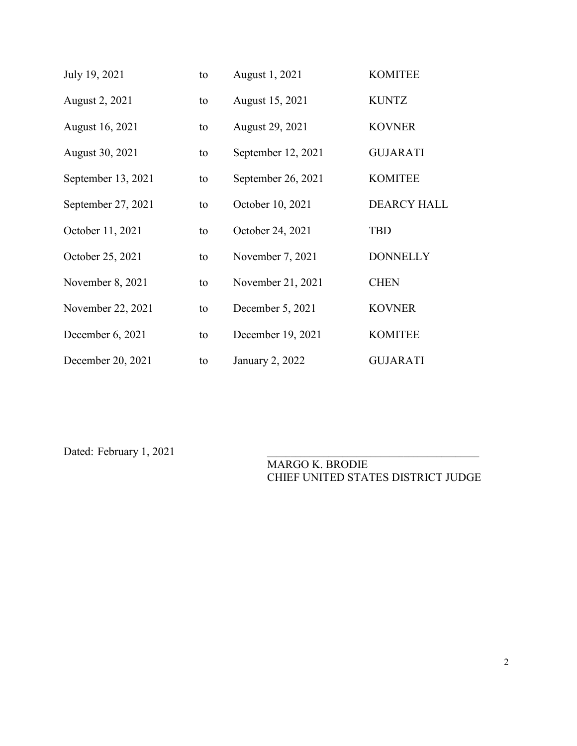| | | | |
|---|---|---|---|
| July 19, 2021 | to | August 1, 2021 | KOMITEE |
| August 2, 2021 | to | August 15, 2021 | KUNTZ |
| August 16, 2021 | to | August 29, 2021 | KOVNER |
| August 30, 2021 | to | September 12, 2021 | GUJARATI |
| September 13, 2021 | to | September 26, 2021 | KOMITEE |
| September 27, 2021 | to | October 10, 2021 | DEARCY HALL |
| October 11, 2021 | to | October 24, 2021 | TBD |
| October 25, 2021 | to | November 7, 2021 | DONNELLY |
| November 8, 2021 | to | November 21, 2021 | CHEN |
| November 22, 2021 | to | December 5, 2021 | KOVNER |
| December 6, 2021 | to | December 19, 2021 | KOMITEE |
| December 20, 2021 | to | January 2, 2022 | GUJARATI |

Dated: February 1, 2021

\_\_\_\_\_\_\_\_\_\_\_\_\_\_\_\_\_\_\_\_\_\_\_\_\_\_\_\_\_\_\_\_\_\_\_\_\_\_\_
MARGO K. BRODIE
CHIEF UNITED STATES DISTRICT JUDGE